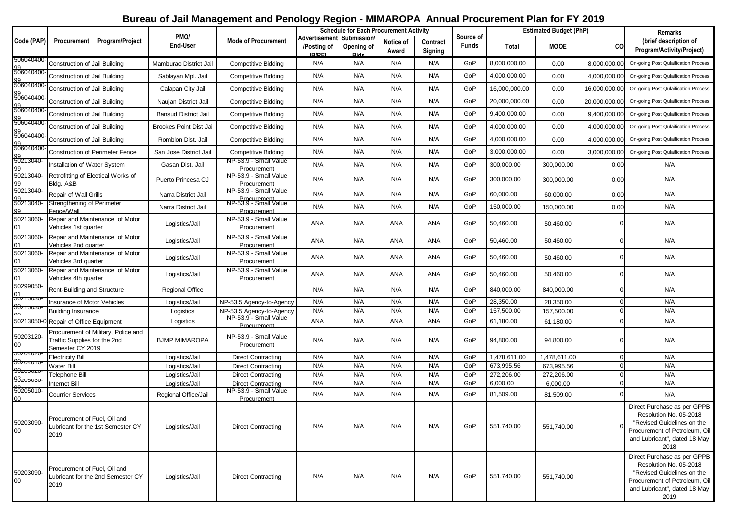# Bureau of Jail Management and Penology Region - MIMAROPA Annual Procurement Plan for FY 2019

| Code (PAP) | Procurement Program/Project | PMO/ End-User | Mode of Procurement | Schedule for Each Procurement Activity | | | | Source of Funds | Estimated Budget (PhP) | | | Remarks (brief description of Program/Activity/Project) |
|---|---|---|---|---|---|---|---|---|---|---|---|---|
| | | | | Advertisement/Posting of IB/REI | Submission/ Opening of Bids | Notice of Award | Contract Signing | | Total | MOOE | CO | |
| 506040400-99 | Construction of Jail Building | Mamburao District Jail | Competitive Bidding | N/A | N/A | N/A | N/A | GoP | 8,000,000.00 | 0.00 | 8,000,000.00 | On-going Post Qulaification Process |
| 506040400-99 | Construction of Jail Building | Sablayan Mpl. Jail | Competitive Bidding | N/A | N/A | N/A | N/A | GoP | 4,000,000.00 | 0.00 | 4,000,000.00 | On-going Post Qulaification Process |
| 506040400-99 | Construction of Jail Building | Calapan City Jail | Competitive Bidding | N/A | N/A | N/A | N/A | GoP | 16,000,000.00 | 0.00 | 16,000,000.00 | On-going Post Qulaification Process |
| 506040400-99 | Construction of Jail Building | Naujan District Jail | Competitive Bidding | N/A | N/A | N/A | N/A | GoP | 20,000,000.00 | 0.00 | 20,000,000.00 | On-going Post Qulaification Process |
| 506040400-99 | Construction of Jail Building | Bansud District Jail | Competitive Bidding | N/A | N/A | N/A | N/A | GoP | 9,400,000.00 | 0.00 | 9,400,000.00 | On-going Post Qulaification Process |
| 506040400-99 | Construction of Jail Building | Brookes Point Dist Jai | Competitive Bidding | N/A | N/A | N/A | N/A | GoP | 4,000,000.00 | 0.00 | 4,000,000.00 | On-going Post Qulaification Process |
| 506040400-99 | Construction of Jail Building | Romblon Dist. Jail | Competitive Bidding | N/A | N/A | N/A | N/A | GoP | 4,000,000.00 | 0.00 | 4,000,000.00 | On-going Post Qulaification Process |
| 506040400-99 | Construction of Perimeter Fence | San Jose District Jail | Competitive Bidding | N/A | N/A | N/A | N/A | GoP | 3,000,000.00 | 0.00 | 3,000,000.00 | On-going Post Qulaification Process |
| 50213040-99 | Installation of Water System | Gasan Dist. Jail | NP-53.9 - Small Value Procurement | N/A | N/A | N/A | N/A | GoP | 300,000.00 | 300,000.00 | 0.00 | N/A |
| 50213040-99 | Retrofitting of Electical Works of Bldg. A&B | Puerto Princesa CJ | NP-53.9 - Small Value Procurement | N/A | N/A | N/A | N/A | GoP | 300,000.00 | 300,000.00 | 0.00 | N/A |
| 50213040-99 | Repair of Wall Grills | Narra District Jail | NP-53.9 - Small Value Procurement | N/A | N/A | N/A | N/A | GoP | 60,000.00 | 60,000.00 | 0.00 | N/A |
| 50213040-99 | Strengthening of Perimeter Fence/Wall | Narra District Jail | NP-53.9 - Small Value Procurement | N/A | N/A | N/A | N/A | GoP | 150,000.00 | 150,000.00 | 0.00 | N/A |
| 50213060-01 | Repair and Maintenance of Motor Vehicles 1st quarter | Logistics/Jail | NP-53.9 - Small Value Procurement | ANA | N/A | ANA | ANA | GoP | 50,460.00 | 50,460.00 | 0 | N/A |
| 50213060-01 | Repair and Maintenance of Motor Vehicles 2nd quarter | Logistics/Jail | NP-53.9 - Small Value Procurement | ANA | N/A | ANA | ANA | GoP | 50,460.00 | 50,460.00 | 0 | N/A |
| 50213060-01 | Repair and Maintenance of Motor Vehicles 3rd quarter | Logistics/Jail | NP-53.9 - Small Value Procurement | ANA | N/A | ANA | ANA | GoP | 50,460.00 | 50,460.00 | 0 | N/A |
| 50213060-01 | Repair and Maintenance of Motor Vehicles 4th quarter | Logistics/Jail | NP-53.9 - Small Value Procurement | ANA | N/A | ANA | ANA | GoP | 50,460.00 | 50,460.00 | 0 | N/A |
| 50299050-01 | Rent-Building and Structure | Regional Office | | N/A | N/A | N/A | N/A | GoP | 840,000.00 | 840,000.00 | 0 | N/A |
| 50215030- | Insurance of Motor Vehicles | Logistics/Jail | NP-53.5 Agency-to-Agency | N/A | N/A | N/A | N/A | GoP | 28,350.00 | 28,350.00 | 0 | N/A |
| 50215030- | Building Insurance | Logistics | NP-53.5 Agency-to-Agency | N/A | N/A | N/A | N/A | GoP | 157,500.00 | 157,500.00 | 0 | N/A |
| 50213050-0 | Repair of Office Equipment | Logistics | NP-53.9 - Small Value Procurement | ANA | N/A | ANA | ANA | GoP | 61,180.00 | 61,180.00 | 0 | N/A |
| 50203120-00 | Procurement of Military, Police and Traffic Supplies for the 2nd Semester CY 2019 | BJMP MIMAROPA | NP-53.9 - Small Value Procurement | N/A | N/A | N/A | N/A | GoP | 94,800.00 | 94,800.00 | 0 | N/A |
| 50204020- | Electricity Bill | Logistics/Jail | Direct Contracting | N/A | N/A | N/A | N/A | GoP | 1,478,611.00 | 1,478,611.00 | 0 | N/A |
| 50204010- | Water Bill | Logistics/Jail | Direct Contracting | N/A | N/A | N/A | N/A | GoP | 673,995.56 | 673,995.56 | 0 | N/A |
| 50205020- | Telephone Bill | Logistics/Jail | Direct Contracting | N/A | N/A | N/A | N/A | GoP | 272,206.00 | 272,206.00 | 0 | N/A |
| 50205030- | Internet Bill | Logistics/Jail | Direct Contracting | N/A | N/A | N/A | N/A | GoP | 6,000.00 | 6,000.00 | 0 | N/A |
| 50205010-00 | Courrier Services | Regional Office/Jail | NP-53.9 - Small Value Procurement | N/A | N/A | N/A | N/A | GoP | 81,509.00 | 81,509.00 | 0 | N/A |
| 50203090-00 | Procurement of Fuel, Oil and Lubricant for the 1st Semester CY 2019 | Logistics/Jail | Direct Contracting | N/A | N/A | N/A | N/A | GoP | 551,740.00 | 551,740.00 | 0 | Direct Purchase as per GPPB Resolution No. 05-2018 "Revised Guidelines on the Procurement of Petroleum, Oil and Lubricant", dated 18 May 2018 |
| 50203090-00 | Procurement of Fuel, Oil and Lubricant for the 2nd Semester CY 2019 | Logistics/Jail | Direct Contracting | N/A | N/A | N/A | N/A | GoP | 551,740.00 | 551,740.00 | | Direct Purchase as per GPPB Resolution No. 05-2018 "Revised Guidelines on the Procurement of Petroleum, Oil and Lubricant", dated 18 May 2019 |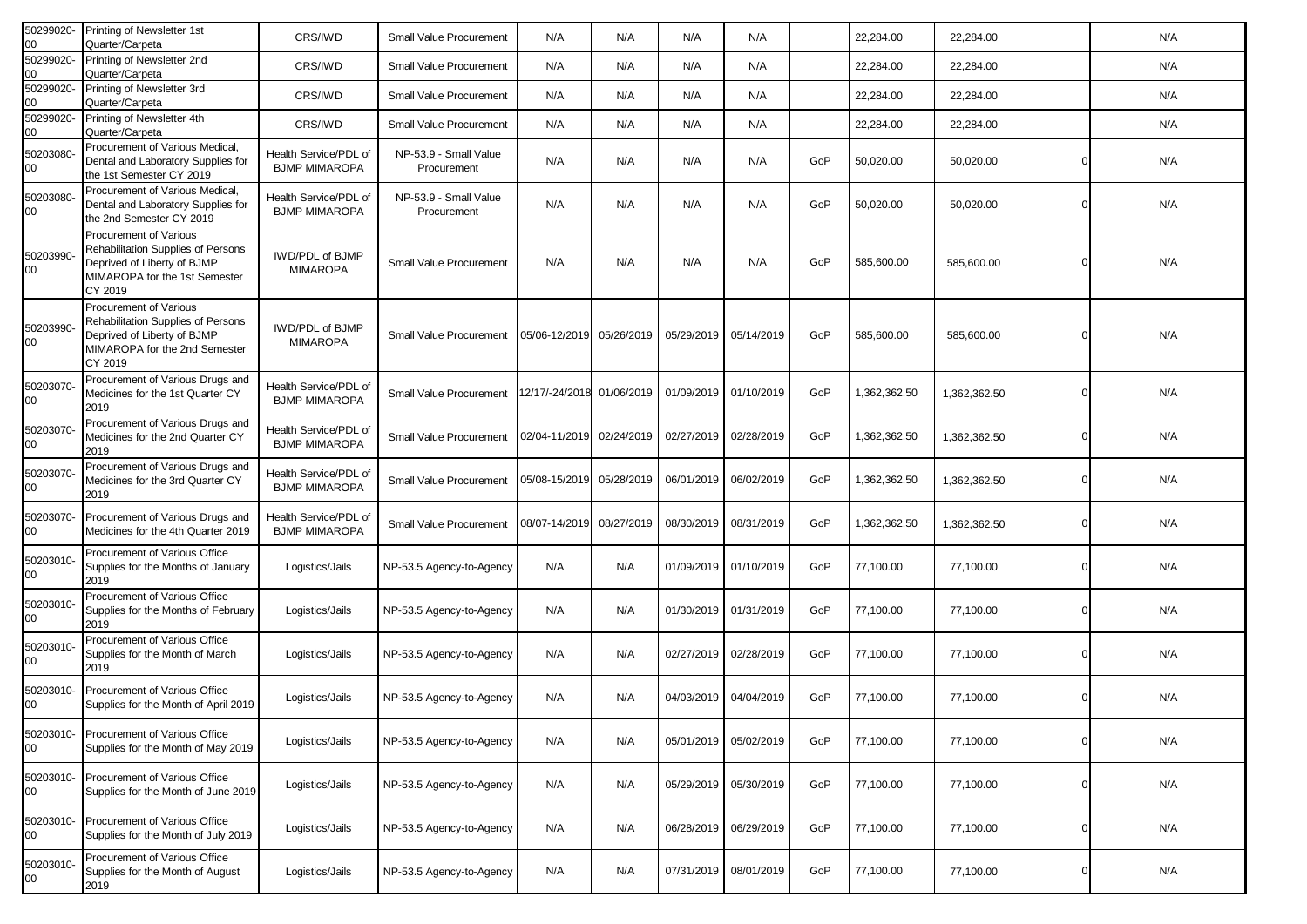| | | | | | | | | | | | | |
|---|---|---|---|---|---|---|---|---|---|---|---|---|
| 50299020-00 | Printing of Newsletter 1st Quarter/Carpeta | CRS/IWD | Small Value Procurement | N/A | N/A | N/A | N/A | | 22,284.00 | 22,284.00 | | N/A |
| 50299020-00 | Printing of Newsletter 2nd Quarter/Carpeta | CRS/IWD | Small Value Procurement | N/A | N/A | N/A | N/A | | 22,284.00 | 22,284.00 | | N/A |
| 50299020-00 | Printing of Newsletter 3rd Quarter/Carpeta | CRS/IWD | Small Value Procurement | N/A | N/A | N/A | N/A | | 22,284.00 | 22,284.00 | | N/A |
| 50299020-00 | Printing of Newsletter 4th Quarter/Carpeta | CRS/IWD | Small Value Procurement | N/A | N/A | N/A | N/A | | 22,284.00 | 22,284.00 | | N/A |
| 50203080-00 | Procurement of Various Medical, Dental and Laboratory Supplies for the 1st Semester CY 2019 | Health Service/PDL of BJMP MIMAROPA | NP-53.9 - Small Value Procurement | N/A | N/A | N/A | N/A | GoP | 50,020.00 | 50,020.00 | 0 | N/A |
| 50203080-00 | Procurement of Various Medical, Dental and Laboratory Supplies for the 2nd Semester CY 2019 | Health Service/PDL of BJMP MIMAROPA | NP-53.9 - Small Value Procurement | N/A | N/A | N/A | N/A | GoP | 50,020.00 | 50,020.00 | 0 | N/A |
| 50203990-00 | Procurement of Various Rehabilitation Supplies of Persons Deprived of Liberty of BJMP MIMAROPA for the 1st Semester CY 2019 | IWD/PDL of BJMP MIMAROPA | Small Value Procurement | N/A | N/A | N/A | N/A | GoP | 585,600.00 | 585,600.00 | 0 | N/A |
| 50203990-00 | Procurement of Various Rehabilitation Supplies of Persons Deprived of Liberty of BJMP MIMAROPA for the 2nd Semester CY 2019 | IWD/PDL of BJMP MIMAROPA | Small Value Procurement | 05/06-12/2019 | 05/26/2019 | 05/29/2019 | 05/14/2019 | GoP | 585,600.00 | 585,600.00 | 0 | N/A |
| 50203070-00 | Procurement of Various Drugs and Medicines for the 1st Quarter CY 2019 | Health Service/PDL of BJMP MIMAROPA | Small Value Procurement | 12/17/-24/2018 | 01/06/2019 | 01/09/2019 | 01/10/2019 | GoP | 1,362,362.50 | 1,362,362.50 | 0 | N/A |
| 50203070-00 | Procurement of Various Drugs and Medicines for the 2nd Quarter CY 2019 | Health Service/PDL of BJMP MIMAROPA | Small Value Procurement | 02/04-11/2019 | 02/24/2019 | 02/27/2019 | 02/28/2019 | GoP | 1,362,362.50 | 1,362,362.50 | 0 | N/A |
| 50203070-00 | Procurement of Various Drugs and Medicines for the 3rd Quarter CY 2019 | Health Service/PDL of BJMP MIMAROPA | Small Value Procurement | 05/08-15/2019 | 05/28/2019 | 06/01/2019 | 06/02/2019 | GoP | 1,362,362.50 | 1,362,362.50 | 0 | N/A |
| 50203070-00 | Procurement of Various Drugs and Medicines for the 4th Quarter 2019 | Health Service/PDL of BJMP MIMAROPA | Small Value Procurement | 08/07-14/2019 | 08/27/2019 | 08/30/2019 | 08/31/2019 | GoP | 1,362,362.50 | 1,362,362.50 | 0 | N/A |
| 50203010-00 | Procurement of Various Office Supplies for the Months of January 2019 | Logistics/Jails | NP-53.5 Agency-to-Agency | N/A | N/A | 01/09/2019 | 01/10/2019 | GoP | 77,100.00 | 77,100.00 | 0 | N/A |
| 50203010-00 | Procurement of Various Office Supplies for the Months of February 2019 | Logistics/Jails | NP-53.5 Agency-to-Agency | N/A | N/A | 01/30/2019 | 01/31/2019 | GoP | 77,100.00 | 77,100.00 | 0 | N/A |
| 50203010-00 | Procurement of Various Office Supplies for the Month of March 2019 | Logistics/Jails | NP-53.5 Agency-to-Agency | N/A | N/A | 02/27/2019 | 02/28/2019 | GoP | 77,100.00 | 77,100.00 | 0 | N/A |
| 50203010-00 | Procurement of Various Office Supplies for the Month of April 2019 | Logistics/Jails | NP-53.5 Agency-to-Agency | N/A | N/A | 04/03/2019 | 04/04/2019 | GoP | 77,100.00 | 77,100.00 | 0 | N/A |
| 50203010-00 | Procurement of Various Office Supplies for the Month of May 2019 | Logistics/Jails | NP-53.5 Agency-to-Agency | N/A | N/A | 05/01/2019 | 05/02/2019 | GoP | 77,100.00 | 77,100.00 | 0 | N/A |
| 50203010-00 | Procurement of Various Office Supplies for the Month of June 2019 | Logistics/Jails | NP-53.5 Agency-to-Agency | N/A | N/A | 05/29/2019 | 05/30/2019 | GoP | 77,100.00 | 77,100.00 | 0 | N/A |
| 50203010-00 | Procurement of Various Office Supplies for the Month of July 2019 | Logistics/Jails | NP-53.5 Agency-to-Agency | N/A | N/A | 06/28/2019 | 06/29/2019 | GoP | 77,100.00 | 77,100.00 | 0 | N/A |
| 50203010-00 | Procurement of Various Office Supplies for the Month of August 2019 | Logistics/Jails | NP-53.5 Agency-to-Agency | N/A | N/A | 07/31/2019 | 08/01/2019 | GoP | 77,100.00 | 77,100.00 | 0 | N/A |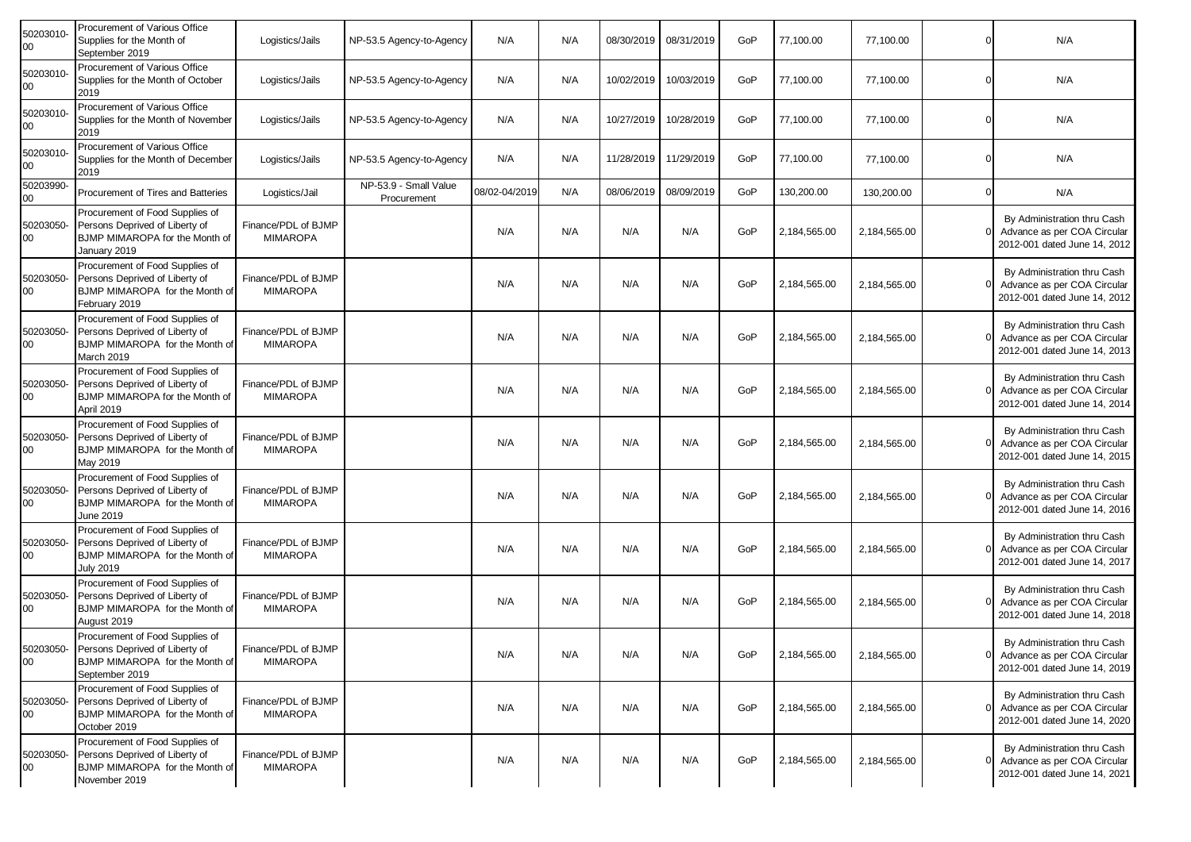| | | | | | | | | | | | | |
|---|---|---|---|---|---|---|---|---|---|---|---|---|
| 50203010-00 | Procurement of Various Office Supplies for the Month of September 2019 | Logistics/Jails | NP-53.5 Agency-to-Agency | N/A | N/A | 08/30/2019 | 08/31/2019 | GoP | 77,100.00 | 77,100.00 | 0 | N/A |
| 50203010-00 | Procurement of Various Office Supplies for the Month of October 2019 | Logistics/Jails | NP-53.5 Agency-to-Agency | N/A | N/A | 10/02/2019 | 10/03/2019 | GoP | 77,100.00 | 77,100.00 | 0 | N/A |
| 50203010-00 | Procurement of Various Office Supplies for the Month of November 2019 | Logistics/Jails | NP-53.5 Agency-to-Agency | N/A | N/A | 10/27/2019 | 10/28/2019 | GoP | 77,100.00 | 77,100.00 | 0 | N/A |
| 50203010-00 | Procurement of Various Office Supplies for the Month of December 2019 | Logistics/Jails | NP-53.5 Agency-to-Agency | N/A | N/A | 11/28/2019 | 11/29/2019 | GoP | 77,100.00 | 77,100.00 | 0 | N/A |
| 50203990-00 | Procurement of Tires and Batteries | Logistics/Jail | NP-53.9 - Small Value Procurement | 08/02-04/2019 | N/A | 08/06/2019 | 08/09/2019 | GoP | 130,200.00 | 130,200.00 | 0 | N/A |
| 50203050-00 | Procurement of Food Supplies of Persons Deprived of Liberty of BJMP MIMAROPA for the Month of January 2019 | Finance/PDL of BJMP MIMAROPA | | N/A | N/A | N/A | N/A | GoP | 2,184,565.00 | 2,184,565.00 | 0 | By Administration thru Cash Advance as per COA Circular 2012-001 dated June 14, 2012 |
| 50203050-00 | Procurement of Food Supplies of Persons Deprived of Liberty of BJMP MIMAROPA for the Month of February 2019 | Finance/PDL of BJMP MIMAROPA | | N/A | N/A | N/A | N/A | GoP | 2,184,565.00 | 2,184,565.00 | 0 | By Administration thru Cash Advance as per COA Circular 2012-001 dated June 14, 2012 |
| 50203050-00 | Procurement of Food Supplies of Persons Deprived of Liberty of BJMP MIMAROPA for the Month of March 2019 | Finance/PDL of BJMP MIMAROPA | | N/A | N/A | N/A | N/A | GoP | 2,184,565.00 | 2,184,565.00 | 0 | By Administration thru Cash Advance as per COA Circular 2012-001 dated June 14, 2013 |
| 50203050-00 | Procurement of Food Supplies of Persons Deprived of Liberty of BJMP MIMAROPA for the Month of April 2019 | Finance/PDL of BJMP MIMAROPA | | N/A | N/A | N/A | N/A | GoP | 2,184,565.00 | 2,184,565.00 | 0 | By Administration thru Cash Advance as per COA Circular 2012-001 dated June 14, 2014 |
| 50203050-00 | Procurement of Food Supplies of Persons Deprived of Liberty of BJMP MIMAROPA for the Month of May 2019 | Finance/PDL of BJMP MIMAROPA | | N/A | N/A | N/A | N/A | GoP | 2,184,565.00 | 2,184,565.00 | 0 | By Administration thru Cash Advance as per COA Circular 2012-001 dated June 14, 2015 |
| 50203050-00 | Procurement of Food Supplies of Persons Deprived of Liberty of BJMP MIMAROPA for the Month of June 2019 | Finance/PDL of BJMP MIMAROPA | | N/A | N/A | N/A | N/A | GoP | 2,184,565.00 | 2,184,565.00 | 0 | By Administration thru Cash Advance as per COA Circular 2012-001 dated June 14, 2016 |
| 50203050-00 | Procurement of Food Supplies of Persons Deprived of Liberty of BJMP MIMAROPA for the Month of July 2019 | Finance/PDL of BJMP MIMAROPA | | N/A | N/A | N/A | N/A | GoP | 2,184,565.00 | 2,184,565.00 | 0 | By Administration thru Cash Advance as per COA Circular 2012-001 dated June 14, 2017 |
| 50203050-00 | Procurement of Food Supplies of Persons Deprived of Liberty of BJMP MIMAROPA for the Month of August 2019 | Finance/PDL of BJMP MIMAROPA | | N/A | N/A | N/A | N/A | GoP | 2,184,565.00 | 2,184,565.00 | 0 | By Administration thru Cash Advance as per COA Circular 2012-001 dated June 14, 2018 |
| 50203050-00 | Procurement of Food Supplies of Persons Deprived of Liberty of BJMP MIMAROPA for the Month of September 2019 | Finance/PDL of BJMP MIMAROPA | | N/A | N/A | N/A | N/A | GoP | 2,184,565.00 | 2,184,565.00 | 0 | By Administration thru Cash Advance as per COA Circular 2012-001 dated June 14, 2019 |
| 50203050-00 | Procurement of Food Supplies of Persons Deprived of Liberty of BJMP MIMAROPA for the Month of October 2019 | Finance/PDL of BJMP MIMAROPA | | N/A | N/A | N/A | N/A | GoP | 2,184,565.00 | 2,184,565.00 | 0 | By Administration thru Cash Advance as per COA Circular 2012-001 dated June 14, 2020 |
| 50203050-00 | Procurement of Food Supplies of Persons Deprived of Liberty of BJMP MIMAROPA for the Month of November 2019 | Finance/PDL of BJMP MIMAROPA | | N/A | N/A | N/A | N/A | GoP | 2,184,565.00 | 2,184,565.00 | 0 | By Administration thru Cash Advance as per COA Circular 2012-001 dated June 14, 2021 |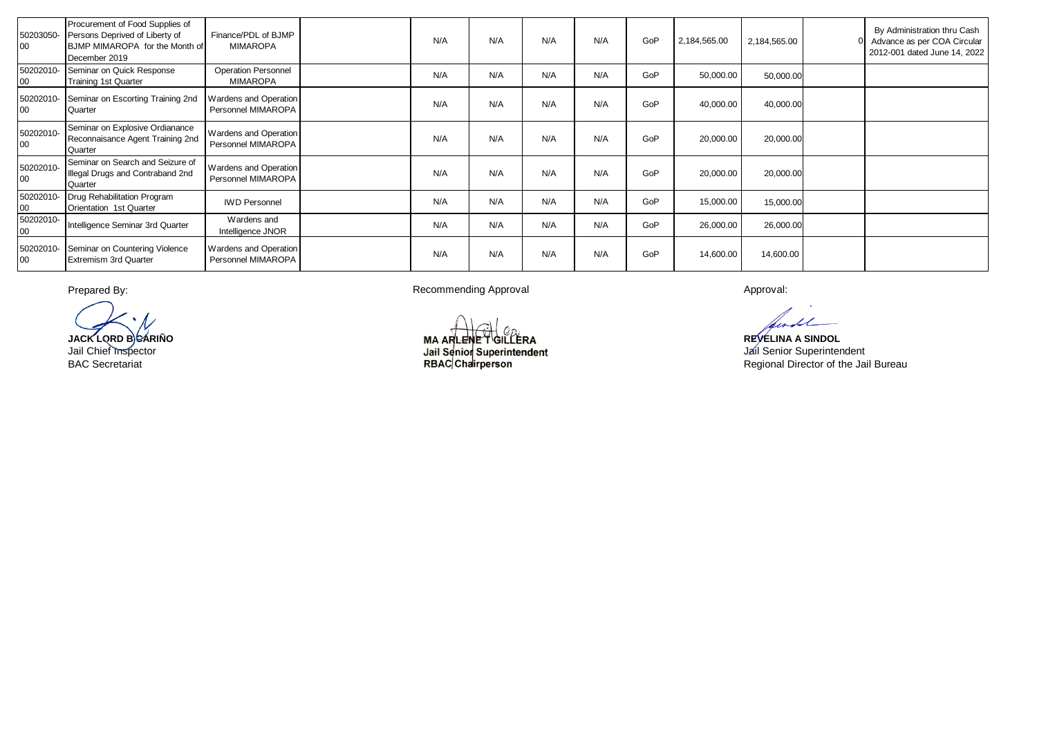| | | | | | | | | | | | | | |
|---|---|---|---|---|---|---|---|---|---|---|---|---|---|
| 50203050-00 | Procurement of Food Supplies of Persons Deprived of Liberty of BJMP MIMAROPA for the Month of December 2019 | Finance/PDL of BJMP MIMAROPA | | N/A | N/A | N/A | N/A | GoP | 2,184,565.00 | 2,184,565.00 | 0 | By Administration thru Cash Advance as per COA Circular 2012-001 dated June 14, 2022 |
| 50202010-00 | Seminar on Quick Response Training 1st Quarter | Operation Personnel MIMAROPA | | N/A | N/A | N/A | N/A | GoP | 50,000.00 | 50,000.00 | | |
| 50202010-00 | Seminar on Escorting Training 2nd Quarter | Wardens and Operation Personnel MIMAROPA | | N/A | N/A | N/A | N/A | GoP | 40,000.00 | 40,000.00 | | |
| 50202010-00 | Seminar on Explosive Ordianance Reconnaisance Agent Training 2nd Quarter | Wardens and Operation Personnel MIMAROPA | | N/A | N/A | N/A | N/A | GoP | 20,000.00 | 20,000.00 | | |
| 50202010-00 | Seminar on Search and Seizure of Illegal Drugs and Contraband 2nd Quarter | Wardens and Operation Personnel MIMAROPA | | N/A | N/A | N/A | N/A | GoP | 20,000.00 | 20,000.00 | | |
| 50202010-00 | Drug Rehabilitation Program Orientation 1st Quarter | IWD Personnel | | N/A | N/A | N/A | N/A | GoP | 15,000.00 | 15,000.00 | | |
| 50202010-00 | Intelligence Seminar 3rd Quarter | Wardens and Intelligence JNOR | | N/A | N/A | N/A | N/A | GoP | 26,000.00 | 26,000.00 | | |
| 50202010-00 | Seminar on Countering Violence Extremism 3rd Quarter | Wardens and Operation Personnel MIMAROPA | | N/A | N/A | N/A | N/A | GoP | 14,600.00 | 14,600.00 | | |

Prepared By:

**JACK LORD B CARIÑO**
Jail Chief Inspector
BAC Secretariat

Recommending Approval

**MA ARLENE T GILLERA**
**Jail Senior Superintendent**
**RBAC Chairperson**

Approval:

**REVELINA A SINDOL**
Jail Senior Superintendent
Regional Director of the Jail Bureau